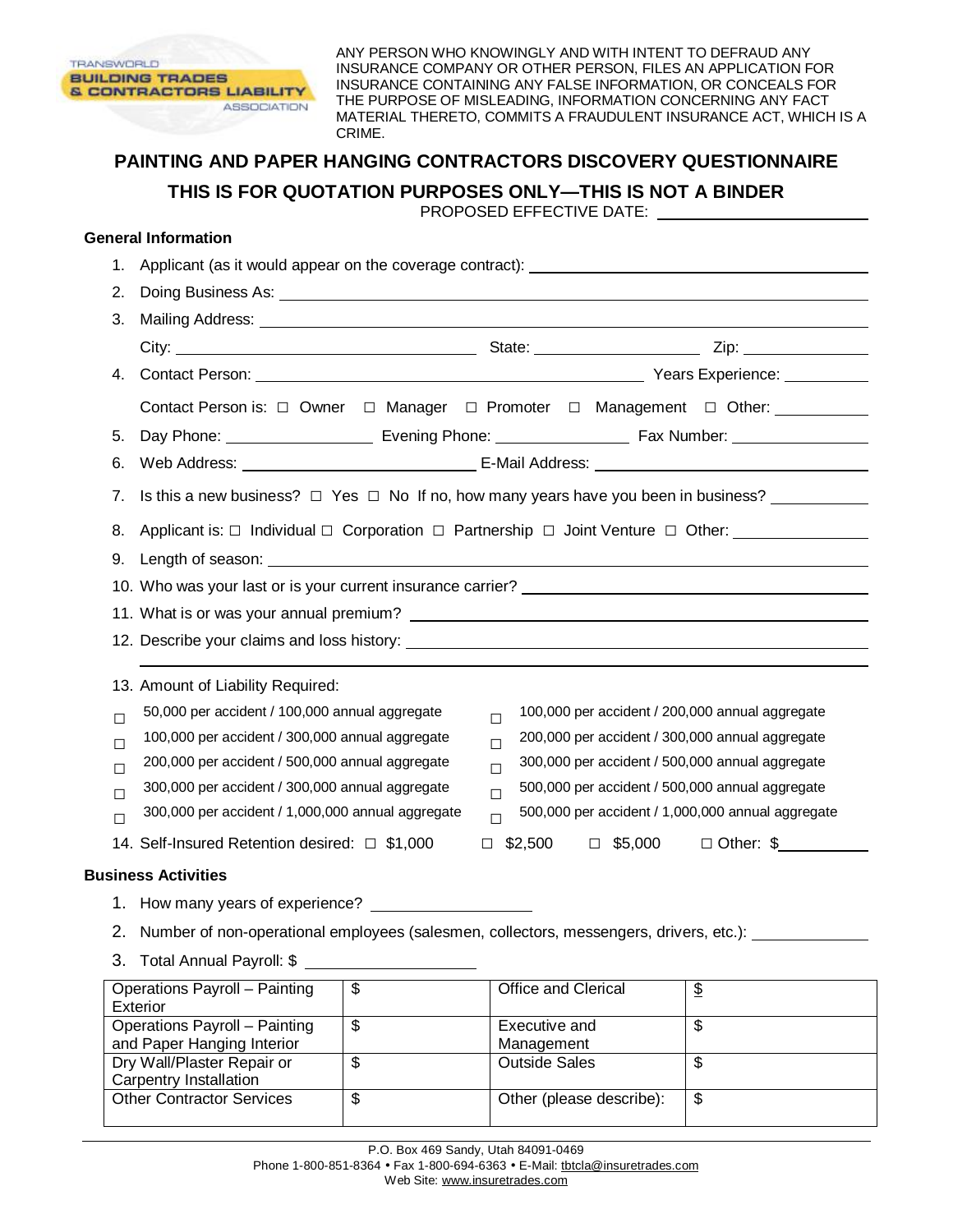ANY PERSON WHO KNOWINGLY AND WITH INTENT TO DEFRAUD ANY INSURANCE COMPANY OR OTHER PERSON, FILES AN APPLICATION FOR INSURANCE CONTAINING ANY FALSE INFORMATION, OR CONCEALS FOR THE PURPOSE OF MISLEADING, INFORMATION CONCERNING ANY FACT MATERIAL THERETO, COMMITS A FRAUDULENT INSURANCE ACT, WHICH IS A CRIME.

# PAINTING AND PAPER HANGING CONTRACTORS DISCOVERY QUESTIONNAIRE

## THIS IS FOR QUOTATION PURPOSES ONLY—THIS IS NOT A BINDER

PROPOSED EFFECTIVE DATE: ____________________

### General Information

1. Applicant (as it would appear on the coverage contract): ____________________
2. Doing Business As: ____________________
3. Mailing Address: ____________________
   City: ____________________ State: ____________ Zip: ____________
4. Contact Person: ____________________ Years Experience: __________
   Contact Person is: ☐ Owner ☐ Manager ☐ Promoter ☐ Management ☐ Other: __________
5. Day Phone: ____________ Evening Phone: ____________ Fax Number: ____________
6. Web Address: ____________________ E-Mail Address: ____________________
7. Is this a new business? ☐ Yes ☐ No If no, how many years have you been in business? __________
8. Applicant is: ☐ Individual ☐ Corporation ☐ Partnership ☐ Joint Venture ☐ Other: __________
9. Length of season: ____________________
10. Who was your last or is your current insurance carrier? ____________________
11. What is or was your annual premium? ____________________
12. Describe your claims and loss history: ____________________
13. Amount of Liability Required:
    - ☐ 50,000 per accident / 100,000 annual aggregate
    - ☐ 100,000 per accident / 200,000 annual aggregate
    - ☐ 100,000 per accident / 300,000 annual aggregate
    - ☐ 200,000 per accident / 300,000 annual aggregate
    - ☐ 200,000 per accident / 500,000 annual aggregate
    - ☐ 300,000 per accident / 500,000 annual aggregate
    - ☐ 300,000 per accident / 300,000 annual aggregate
    - ☐ 500,000 per accident / 500,000 annual aggregate
    - ☐ 300,000 per accident / 1,000,000 annual aggregate
    - ☐ 500,000 per accident / 1,000,000 annual aggregate
14. Self-Insured Retention desired: ☐ $1,000 ☐ $2,500 ☐ $5,000 ☐ Other: $__________

### Business Activities

1. How many years of experience? ____________
2. Number of non-operational employees (salesmen, collectors, messengers, drivers, etc.): __________
3. Total Annual Payroll: $ ____________

| Operations Payroll – Painting Exterior | $ | Office and Clerical | $ |
|---|---|---|---|
| Operations Payroll – Painting and Paper Hanging Interior | $ | Executive and Management | $ |
| Dry Wall/Plaster Repair or Carpentry Installation | $ | Outside Sales | $ |
| Other Contractor Services | $ | Other (please describe): | $ |

P.O. Box 469 Sandy, Utah 84091-0469
Phone 1-800-851-8364 • Fax 1-800-694-6363 • E-Mail: tbtcla@insuretrades.com
Web Site: www.insuretrades.com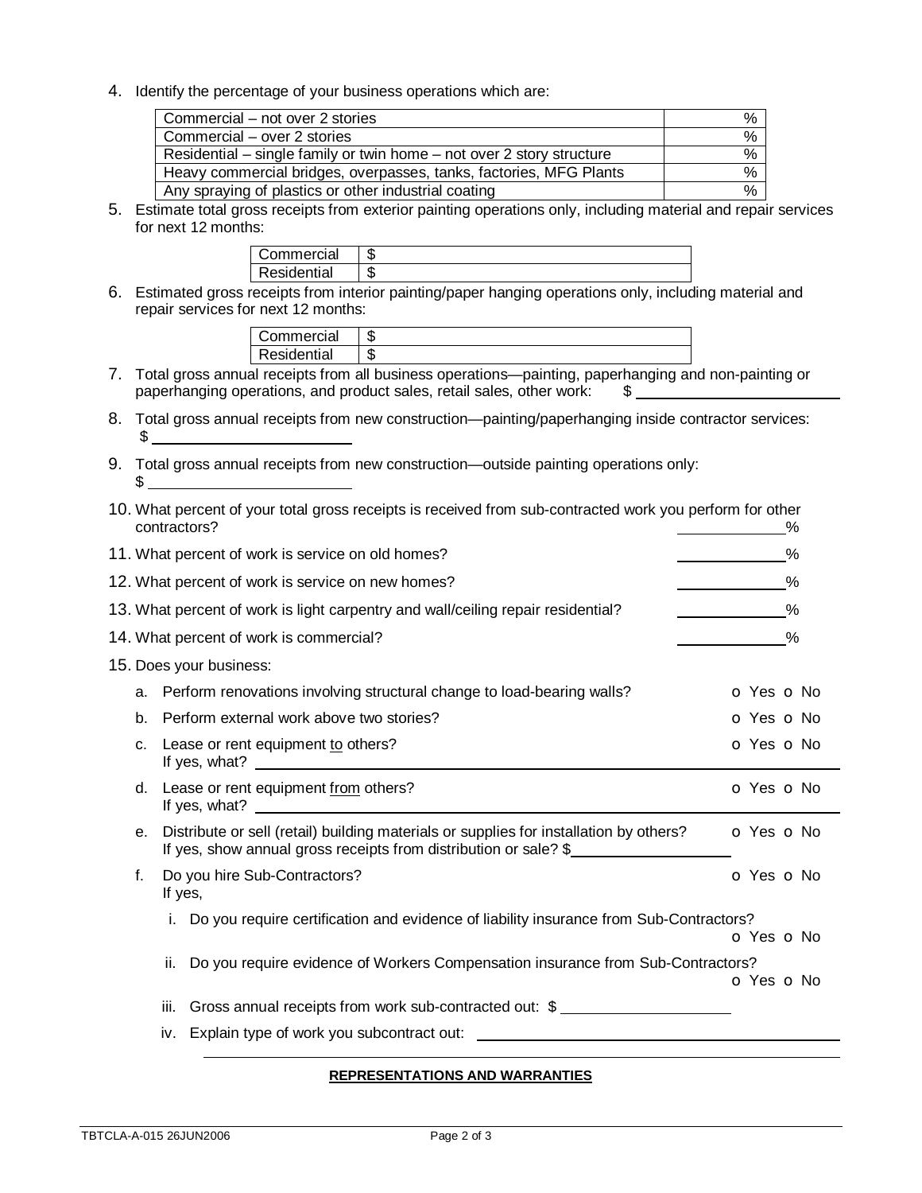4. Identify the percentage of your business operations which are:

| | |
|---|---|
| Commercial – not over 2 stories | % |
| Commercial – over 2 stories | % |
| Residential – single family or twin home – not over 2 story structure | % |
| Heavy commercial bridges, overpasses, tanks, factories, MFG Plants | % |
| Any spraying of plastics or other industrial coating | % |

5. Estimate total gross receipts from exterior painting operations only, including material and repair services for next 12 months:

| | |
|---|---|
| Commercial | $ |
| Residential | $ |

6. Estimated gross receipts from interior painting/paper hanging operations only, including material and repair services for next 12 months:

| | |
|---|---|
| Commercial | $ |
| Residential | $ |

7. Total gross annual receipts from all business operations—painting, paperhanging and non-painting or paperhanging operations, and product sales, retail sales, other work: $ ______________________

8. Total gross annual receipts from new construction—painting/paperhanging inside contractor services: $ ____________________

9. Total gross annual receipts from new construction—outside painting operations only: $ ____________________

10. What percent of your total gross receipts is received from sub-contracted work you perform for other contractors? __________%

11. What percent of work is service on old homes? __________%

12. What percent of work is service on new homes? __________%

13. What percent of work is light carpentry and wall/ceiling repair residential? __________%

14. What percent of work is commercial? __________%

15. Does your business:

   a. Perform renovations involving structural change to load-bearing walls? o Yes o No

   b. Perform external work above two stories? o Yes o No

   c. Lease or rent equipment to others? o Yes o No
      If yes, what? ______________________________

   d. Lease or rent equipment from others? o Yes o No
      If yes, what? ______________________________

   e. Distribute or sell (retail) building materials or supplies for installation by others? o Yes o No
      If yes, show annual gross receipts from distribution or sale? $ ____________________

   f. Do you hire Sub-Contractors? o Yes o No
      If yes,

      i. Do you require certification and evidence of liability insurance from Sub-Contractors? o Yes o No

      ii. Do you require evidence of Workers Compensation insurance from Sub-Contractors? o Yes o No

      iii. Gross annual receipts from work sub-contracted out: $ ____________________

      iv. Explain type of work you subcontract out: ______________________________

**REPRESENTATIONS AND WARRANTIES**

TBTCLA-A-015 26JUN2006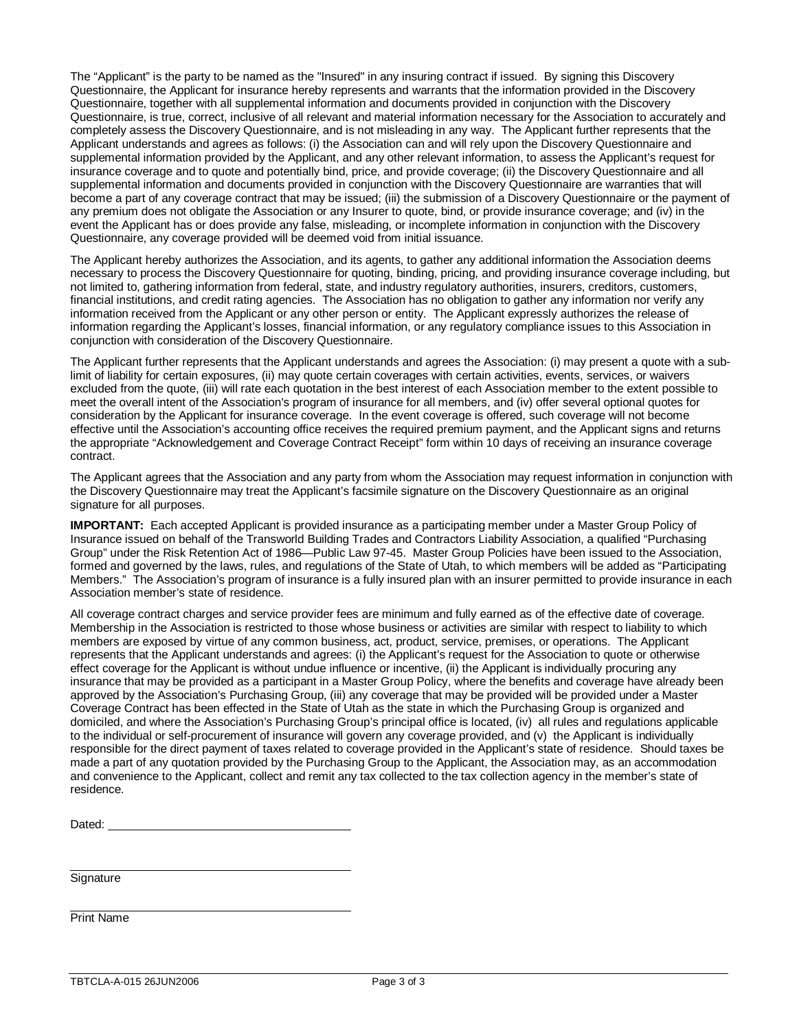The "Applicant" is the party to be named as the "Insured" in any insuring contract if issued. By signing this Discovery Questionnaire, the Applicant for insurance hereby represents and warrants that the information provided in the Discovery Questionnaire, together with all supplemental information and documents provided in conjunction with the Discovery Questionnaire, is true, correct, inclusive of all relevant and material information necessary for the Association to accurately and completely assess the Discovery Questionnaire, and is not misleading in any way. The Applicant further represents that the Applicant understands and agrees as follows: (i) the Association can and will rely upon the Discovery Questionnaire and supplemental information provided by the Applicant, and any other relevant information, to assess the Applicant's request for insurance coverage and to quote and potentially bind, price, and provide coverage; (ii) the Discovery Questionnaire and all supplemental information and documents provided in conjunction with the Discovery Questionnaire are warranties that will become a part of any coverage contract that may be issued; (iii) the submission of a Discovery Questionnaire or the payment of any premium does not obligate the Association or any Insurer to quote, bind, or provide insurance coverage; and (iv) in the event the Applicant has or does provide any false, misleading, or incomplete information in conjunction with the Discovery Questionnaire, any coverage provided will be deemed void from initial issuance.

The Applicant hereby authorizes the Association, and its agents, to gather any additional information the Association deems necessary to process the Discovery Questionnaire for quoting, binding, pricing, and providing insurance coverage including, but not limited to, gathering information from federal, state, and industry regulatory authorities, insurers, creditors, customers, financial institutions, and credit rating agencies. The Association has no obligation to gather any information nor verify any information received from the Applicant or any other person or entity. The Applicant expressly authorizes the release of information regarding the Applicant's losses, financial information, or any regulatory compliance issues to this Association in conjunction with consideration of the Discovery Questionnaire.

The Applicant further represents that the Applicant understands and agrees the Association: (i) may present a quote with a sub-limit of liability for certain exposures, (ii) may quote certain coverages with certain activities, events, services, or waivers excluded from the quote, (iii) will rate each quotation in the best interest of each Association member to the extent possible to meet the overall intent of the Association's program of insurance for all members, and (iv) offer several optional quotes for consideration by the Applicant for insurance coverage. In the event coverage is offered, such coverage will not become effective until the Association's accounting office receives the required premium payment, and the Applicant signs and returns the appropriate "Acknowledgement and Coverage Contract Receipt" form within 10 days of receiving an insurance coverage contract.

The Applicant agrees that the Association and any party from whom the Association may request information in conjunction with the Discovery Questionnaire may treat the Applicant's facsimile signature on the Discovery Questionnaire as an original signature for all purposes.

**IMPORTANT:** Each accepted Applicant is provided insurance as a participating member under a Master Group Policy of Insurance issued on behalf of the Transworld Building Trades and Contractors Liability Association, a qualified "Purchasing Group" under the Risk Retention Act of 1986—Public Law 97-45. Master Group Policies have been issued to the Association, formed and governed by the laws, rules, and regulations of the State of Utah, to which members will be added as "Participating Members." The Association's program of insurance is a fully insured plan with an insurer permitted to provide insurance in each Association member's state of residence.

All coverage contract charges and service provider fees are minimum and fully earned as of the effective date of coverage. Membership in the Association is restricted to those whose business or activities are similar with respect to liability to which members are exposed by virtue of any common business, act, product, service, premises, or operations. The Applicant represents that the Applicant understands and agrees: (i) the Applicant's request for the Association to quote or otherwise effect coverage for the Applicant is without undue influence or incentive, (ii) the Applicant is individually procuring any insurance that may be provided as a participant in a Master Group Policy, where the benefits and coverage have already been approved by the Association's Purchasing Group, (iii) any coverage that may be provided will be provided under a Master Coverage Contract has been effected in the State of Utah as the state in which the Purchasing Group is organized and domiciled, and where the Association's Purchasing Group's principal office is located, (iv) all rules and regulations applicable to the individual or self-procurement of insurance will govern any coverage provided, and (v) the Applicant is individually responsible for the direct payment of taxes related to coverage provided in the Applicant's state of residence. Should taxes be made a part of any quotation provided by the Purchasing Group to the Applicant, the Association may, as an accommodation and convenience to the Applicant, collect and remit any tax collected to the tax collection agency in the member's state of residence.

Dated: ______________________________

______________________________
Signature

______________________________
Print Name

TBTCLA-A-015 26JUN2006